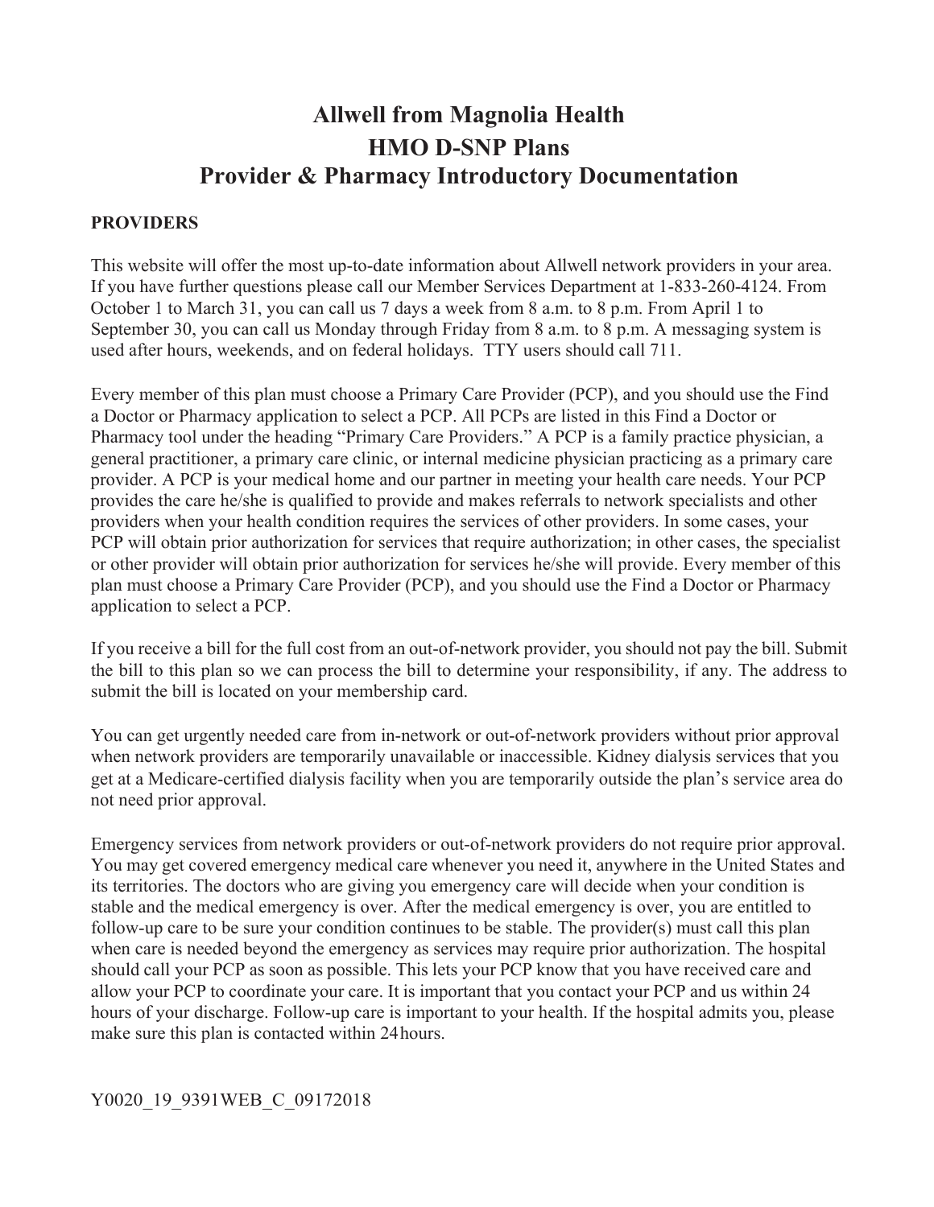# Allwell from Magnolia Health
# HMO D-SNP Plans
# Provider & Pharmacy Introductory Documentation

**PROVIDERS**

This website will offer the most up-to-date information about Allwell network providers in your area. If you have further questions please call our Member Services Department at 1-833-260-4124. From October 1 to March 31, you can call us 7 days a week from 8 a.m. to 8 p.m. From April 1 to September 30, you can call us Monday through Friday from 8 a.m. to 8 p.m. A messaging system is used after hours, weekends, and on federal holidays. TTY users should call 711.

Every member of this plan must choose a Primary Care Provider (PCP), and you should use the Find a Doctor or Pharmacy application to select a PCP. All PCPs are listed in this Find a Doctor or Pharmacy tool under the heading "Primary Care Providers." A PCP is a family practice physician, a general practitioner, a primary care clinic, or internal medicine physician practicing as a primary care provider. A PCP is your medical home and our partner in meeting your health care needs. Your PCP provides the care he/she is qualified to provide and makes referrals to network specialists and other providers when your health condition requires the services of other providers. In some cases, your PCP will obtain prior authorization for services that require authorization; in other cases, the specialist or other provider will obtain prior authorization for services he/she will provide. Every member of this plan must choose a Primary Care Provider (PCP), and you should use the Find a Doctor or Pharmacy application to select a PCP.

If you receive a bill for the full cost from an out-of-network provider, you should not pay the bill. Submit the bill to this plan so we can process the bill to determine your responsibility, if any. The address to submit the bill is located on your membership card.

You can get urgently needed care from in-network or out-of-network providers without prior approval when network providers are temporarily unavailable or inaccessible. Kidney dialysis services that you get at a Medicare-certified dialysis facility when you are temporarily outside the plan's service area do not need prior approval.

Emergency services from network providers or out-of-network providers do not require prior approval. You may get covered emergency medical care whenever you need it, anywhere in the United States and its territories. The doctors who are giving you emergency care will decide when your condition is stable and the medical emergency is over. After the medical emergency is over, you are entitled to follow-up care to be sure your condition continues to be stable. The provider(s) must call this plan when care is needed beyond the emergency as services may require prior authorization. The hospital should call your PCP as soon as possible. This lets your PCP know that you have received care and allow your PCP to coordinate your care. It is important that you contact your PCP and us within 24 hours of your discharge. Follow-up care is important to your health. If the hospital admits you, please make sure this plan is contacted within 24 hours.

Y0020_19_9391WEB_C_09172018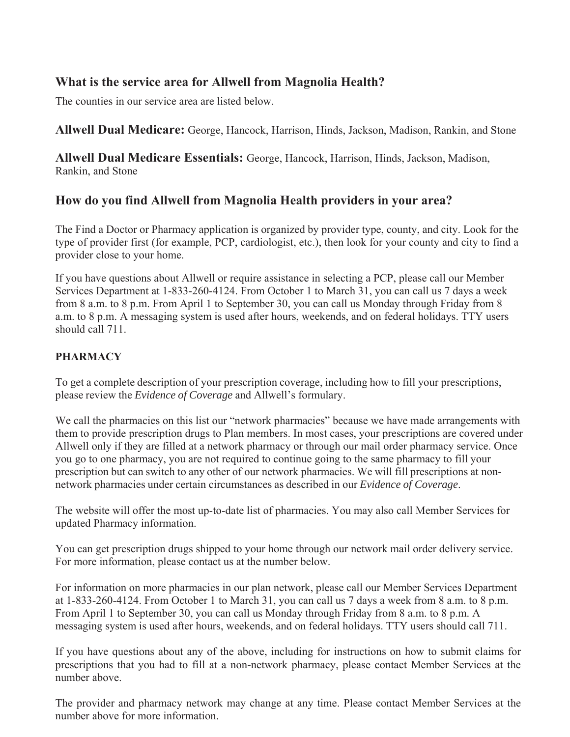## What is the service area for Allwell from Magnolia Health?

The counties in our service area are listed below.

**Allwell Dual Medicare:** George, Hancock, Harrison, Hinds, Jackson, Madison, Rankin, and Stone

**Allwell Dual Medicare Essentials:** George, Hancock, Harrison, Hinds, Jackson, Madison, Rankin, and Stone

## How do you find Allwell from Magnolia Health providers in your area?

The Find a Doctor or Pharmacy application is organized by provider type, county, and city. Look for the type of provider first (for example, PCP, cardiologist, etc.), then look for your county and city to find a provider close to your home.

If you have questions about Allwell or require assistance in selecting a PCP, please call our Member Services Department at 1-833-260-4124. From October 1 to March 31, you can call us 7 days a week from 8 a.m. to 8 p.m. From April 1 to September 30, you can call us Monday through Friday from 8 a.m. to 8 p.m. A messaging system is used after hours, weekends, and on federal holidays. TTY users should call 711.

### PHARMACY

To get a complete description of your prescription coverage, including how to fill your prescriptions, please review the *Evidence of Coverage* and Allwell's formulary.

We call the pharmacies on this list our "network pharmacies" because we have made arrangements with them to provide prescription drugs to Plan members. In most cases, your prescriptions are covered under Allwell only if they are filled at a network pharmacy or through our mail order pharmacy service. Once you go to one pharmacy, you are not required to continue going to the same pharmacy to fill your prescription but can switch to any other of our network pharmacies. We will fill prescriptions at non-network pharmacies under certain circumstances as described in our *Evidence of Coverage*.

The website will offer the most up-to-date list of pharmacies. You may also call Member Services for updated Pharmacy information.

You can get prescription drugs shipped to your home through our network mail order delivery service. For more information, please contact us at the number below.

For information on more pharmacies in our plan network, please call our Member Services Department at 1-833-260-4124. From October 1 to March 31, you can call us 7 days a week from 8 a.m. to 8 p.m. From April 1 to September 30, you can call us Monday through Friday from 8 a.m. to 8 p.m. A messaging system is used after hours, weekends, and on federal holidays. TTY users should call 711.

If you have questions about any of the above, including for instructions on how to submit claims for prescriptions that you had to fill at a non-network pharmacy, please contact Member Services at the number above.

The provider and pharmacy network may change at any time. Please contact Member Services at the number above for more information.